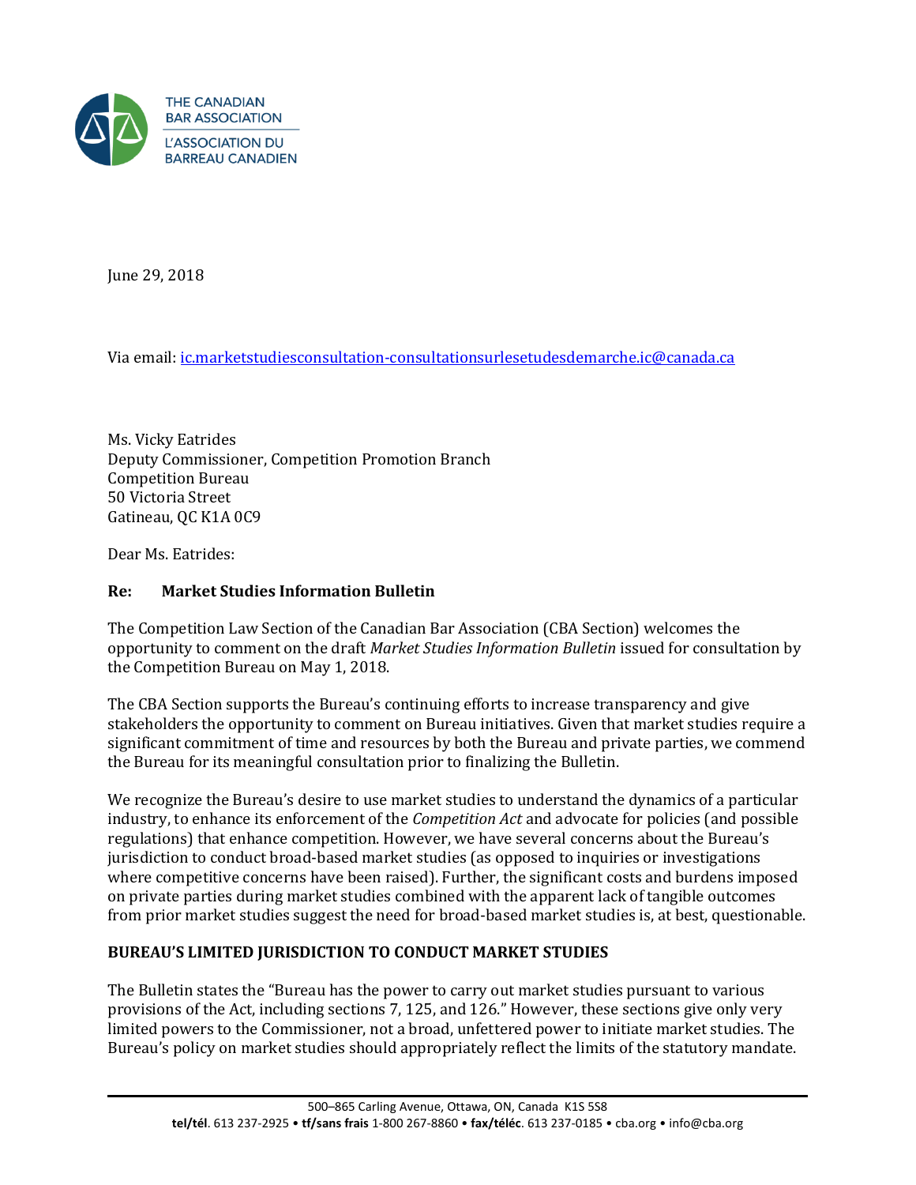THE CANADIAN BAR ASSOCIATION
L'ASSOCIATION DU BARREAU CANADIEN

June 29, 2018

Via email: ic.marketstudiesconsultation-consultationsurlesetudesdemarche.ic@canada.ca

Ms. Vicky Eatrides
Deputy Commissioner, Competition Promotion Branch
Competition Bureau
50 Victoria Street
Gatineau, QC K1A 0C9

Dear Ms. Eatrides:

**Re: Market Studies Information Bulletin**

The Competition Law Section of the Canadian Bar Association (CBA Section) welcomes the opportunity to comment on the draft *Market Studies Information Bulletin* issued for consultation by the Competition Bureau on May 1, 2018.

The CBA Section supports the Bureau's continuing efforts to increase transparency and give stakeholders the opportunity to comment on Bureau initiatives. Given that market studies require a significant commitment of time and resources by both the Bureau and private parties, we commend the Bureau for its meaningful consultation prior to finalizing the Bulletin.

We recognize the Bureau's desire to use market studies to understand the dynamics of a particular industry, to enhance its enforcement of the *Competition Act* and advocate for policies (and possible regulations) that enhance competition. However, we have several concerns about the Bureau's jurisdiction to conduct broad-based market studies (as opposed to inquiries or investigations where competitive concerns have been raised). Further, the significant costs and burdens imposed on private parties during market studies combined with the apparent lack of tangible outcomes from prior market studies suggest the need for broad-based market studies is, at best, questionable.

## BUREAU'S LIMITED JURISDICTION TO CONDUCT MARKET STUDIES

The Bulletin states the "Bureau has the power to carry out market studies pursuant to various provisions of the Act, including sections 7, 125, and 126." However, these sections give only very limited powers to the Commissioner, not a broad, unfettered power to initiate market studies. The Bureau's policy on market studies should appropriately reflect the limits of the statutory mandate.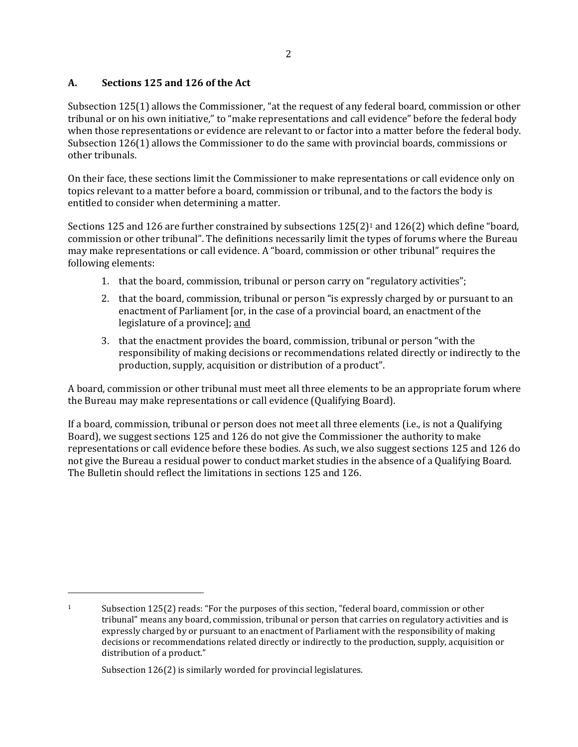## A. Sections 125 and 126 of the Act

Subsection 125(1) allows the Commissioner, "at the request of any federal board, commission or other tribunal or on his own initiative," to "make representations and call evidence" before the federal body when those representations or evidence are relevant to or factor into a matter before the federal body. Subsection 126(1) allows the Commissioner to do the same with provincial boards, commissions or other tribunals.

On their face, these sections limit the Commissioner to make representations or call evidence only on topics relevant to a matter before a board, commission or tribunal, and to the factors the body is entitled to consider when determining a matter.

Sections 125 and 126 are further constrained by subsections 125(2)[1] and 126(2) which define "board, commission or other tribunal". The definitions necessarily limit the types of forums where the Bureau may make representations or call evidence. A "board, commission or other tribunal" requires the following elements:

1. that the board, commission, tribunal or person carry on "regulatory activities";
2. that the board, commission, tribunal or person "is expressly charged by or pursuant to an enactment of Parliament [or, in the case of a provincial board, an enactment of the legislature of a province]; <u>and</u>
3. that the enactment provides the board, commission, tribunal or person "with the responsibility of making decisions or recommendations related directly or indirectly to the production, supply, acquisition or distribution of a product".

A board, commission or other tribunal must meet all three elements to be an appropriate forum where the Bureau may make representations or call evidence (Qualifying Board).

If a board, commission, tribunal or person does not meet all three elements (i.e., is not a Qualifying Board), we suggest sections 125 and 126 do not give the Commissioner the authority to make representations or call evidence before these bodies. As such, we also suggest sections 125 and 126 do not give the Bureau a residual power to conduct market studies in the absence of a Qualifying Board. The Bulletin should reflect the limitations in sections 125 and 126.

---

[1] Subsection 125(2) reads: "For the purposes of this section, "federal board, commission or other tribunal" means any board, commission, tribunal or person that carries on regulatory activities and is expressly charged by or pursuant to an enactment of Parliament with the responsibility of making decisions or recommendations related directly or indirectly to the production, supply, acquisition or distribution of a product."

Subsection 126(2) is similarly worded for provincial legislatures.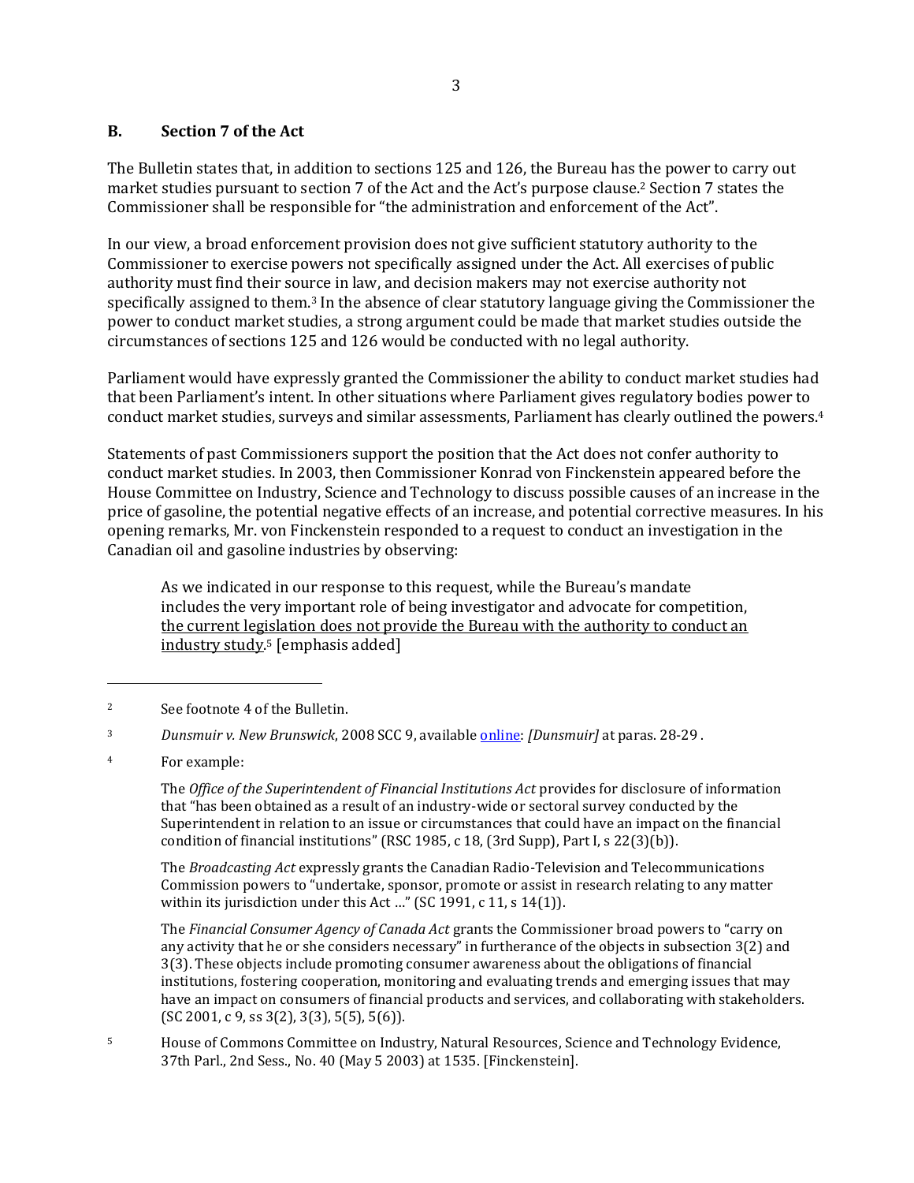## B. Section 7 of the Act

The Bulletin states that, in addition to sections 125 and 126, the Bureau has the power to carry out market studies pursuant to section 7 of the Act and the Act's purpose clause.[2] Section 7 states the Commissioner shall be responsible for "the administration and enforcement of the Act".

In our view, a broad enforcement provision does not give sufficient statutory authority to the Commissioner to exercise powers not specifically assigned under the Act. All exercises of public authority must find their source in law, and decision makers may not exercise authority not specifically assigned to them.[3] In the absence of clear statutory language giving the Commissioner the power to conduct market studies, a strong argument could be made that market studies outside the circumstances of sections 125 and 126 would be conducted with no legal authority.

Parliament would have expressly granted the Commissioner the ability to conduct market studies had that been Parliament's intent. In other situations where Parliament gives regulatory bodies power to conduct market studies, surveys and similar assessments, Parliament has clearly outlined the powers.[4]

Statements of past Commissioners support the position that the Act does not confer authority to conduct market studies. In 2003, then Commissioner Konrad von Finckenstein appeared before the House Committee on Industry, Science and Technology to discuss possible causes of an increase in the price of gasoline, the potential negative effects of an increase, and potential corrective measures. In his opening remarks, Mr. von Finckenstein responded to a request to conduct an investigation in the Canadian oil and gasoline industries by observing:

> As we indicated in our response to this request, while the Bureau's mandate includes the very important role of being investigator and advocate for competition, <u>the current legislation does not provide the Bureau with the authority to conduct an industry study</u>.[5] [emphasis added]

---

[2] See footnote 4 of the Bulletin.

[3] *Dunsmuir v. New Brunswick*, 2008 SCC 9, available online: *[Dunsmuir]* at paras. 28-29 .

[4] For example:

The *Office of the Superintendent of Financial Institutions Act* provides for disclosure of information that "has been obtained as a result of an industry-wide or sectoral survey conducted by the Superintendent in relation to an issue or circumstances that could have an impact on the financial condition of financial institutions" (RSC 1985, c 18, (3rd Supp), Part I, s 22(3)(b)).

The *Broadcasting Act* expressly grants the Canadian Radio-Television and Telecommunications Commission powers to "undertake, sponsor, promote or assist in research relating to any matter within its jurisdiction under this Act …" (SC 1991, c 11, s 14(1)).

The *Financial Consumer Agency of Canada Act* grants the Commissioner broad powers to "carry on any activity that he or she considers necessary" in furtherance of the objects in subsection 3(2) and 3(3). These objects include promoting consumer awareness about the obligations of financial institutions, fostering cooperation, monitoring and evaluating trends and emerging issues that may have an impact on consumers of financial products and services, and collaborating with stakeholders. (SC 2001, c 9, ss 3(2), 3(3), 5(5), 5(6)).

[5] House of Commons Committee on Industry, Natural Resources, Science and Technology Evidence, 37th Parl., 2nd Sess., No. 40 (May 5 2003) at 1535. [Finckenstein].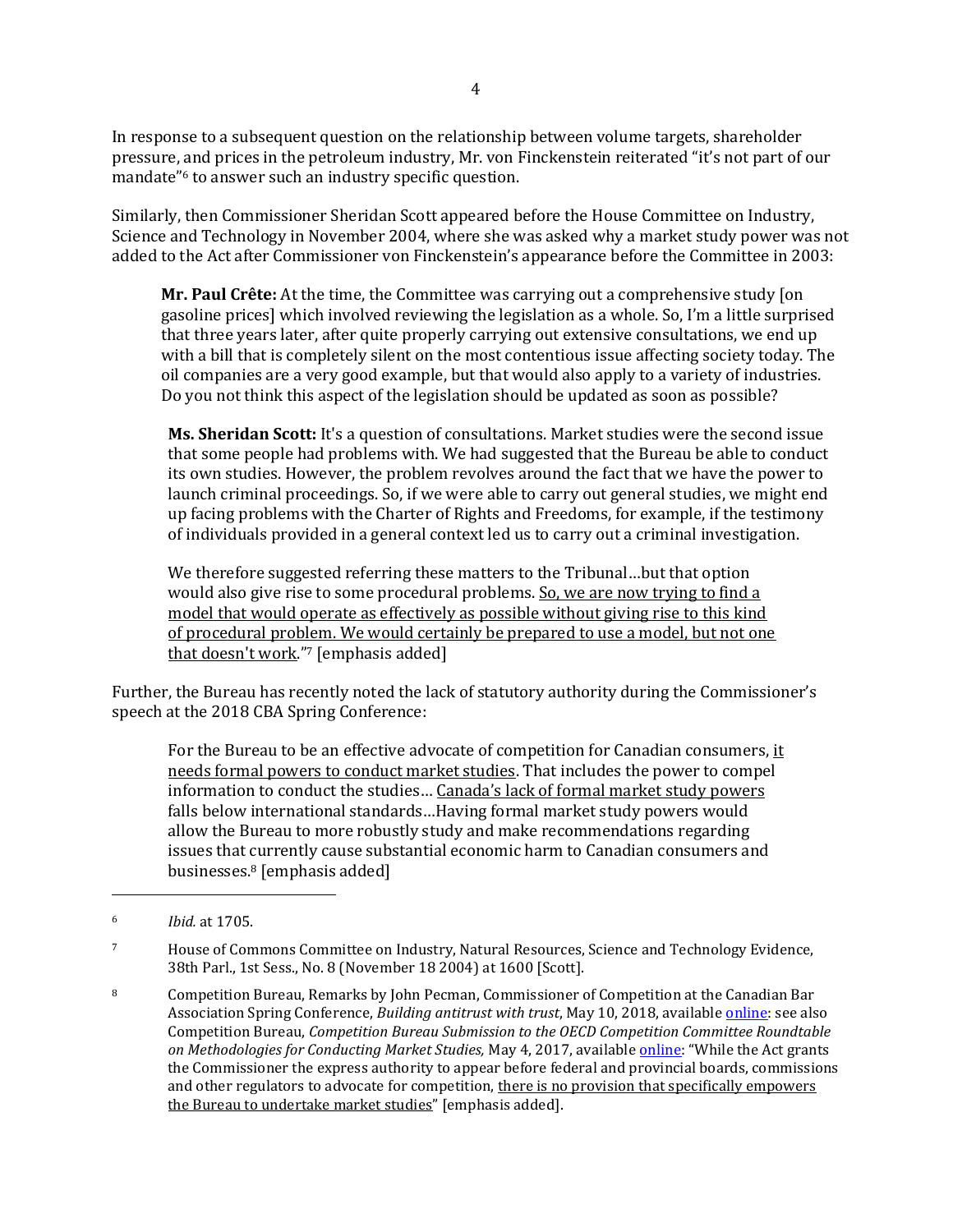In response to a subsequent question on the relationship between volume targets, shareholder pressure, and prices in the petroleum industry, Mr. von Finckenstein reiterated "it's not part of our mandate"[6] to answer such an industry specific question.

Similarly, then Commissioner Sheridan Scott appeared before the House Committee on Industry, Science and Technology in November 2004, where she was asked why a market study power was not added to the Act after Commissioner von Finckenstein's appearance before the Committee in 2003:

> **Mr. Paul Crête:** At the time, the Committee was carrying out a comprehensive study [on gasoline prices] which involved reviewing the legislation as a whole. So, I'm a little surprised that three years later, after quite properly carrying out extensive consultations, we end up with a bill that is completely silent on the most contentious issue affecting society today. The oil companies are a very good example, but that would also apply to a variety of industries. Do you not think this aspect of the legislation should be updated as soon as possible?
>
> **Ms. Sheridan Scott:** It's a question of consultations. Market studies were the second issue that some people had problems with. We had suggested that the Bureau be able to conduct its own studies. However, the problem revolves around the fact that we have the power to launch criminal proceedings. So, if we were able to carry out general studies, we might end up facing problems with the Charter of Rights and Freedoms, for example, if the testimony of individuals provided in a general context led us to carry out a criminal investigation.
>
> We therefore suggested referring these matters to the Tribunal…but that option would also give rise to some procedural problems. <u>So, we are now trying to find a model that would operate as effectively as possible without giving rise to this kind of procedural problem. We would certainly be prepared to use a model, but not one that doesn't work</u>."[7] [emphasis added]

Further, the Bureau has recently noted the lack of statutory authority during the Commissioner's speech at the 2018 CBA Spring Conference:

> For the Bureau to be an effective advocate of competition for Canadian consumers, <u>it needs formal powers to conduct market studies</u>. That includes the power to compel information to conduct the studies… <u>Canada's lack of formal market study powers</u> falls below international standards…Having formal market study powers would allow the Bureau to more robustly study and make recommendations regarding issues that currently cause substantial economic harm to Canadian consumers and businesses.[8] [emphasis added]

---

[6] *Ibid.* at 1705.

[7] House of Commons Committee on Industry, Natural Resources, Science and Technology Evidence, 38th Parl., 1st Sess., No. 8 (November 18 2004) at 1600 [Scott].

[8] Competition Bureau, Remarks by John Pecman, Commissioner of Competition at the Canadian Bar Association Spring Conference, *Building antitrust with trust*, May 10, 2018, available online: see also Competition Bureau, *Competition Bureau Submission to the OECD Competition Committee Roundtable on Methodologies for Conducting Market Studies,* May 4, 2017, available online: "While the Act grants the Commissioner the express authority to appear before federal and provincial boards, commissions and other regulators to advocate for competition, <u>there is no provision that specifically empowers the Bureau to undertake market studies</u>" [emphasis added].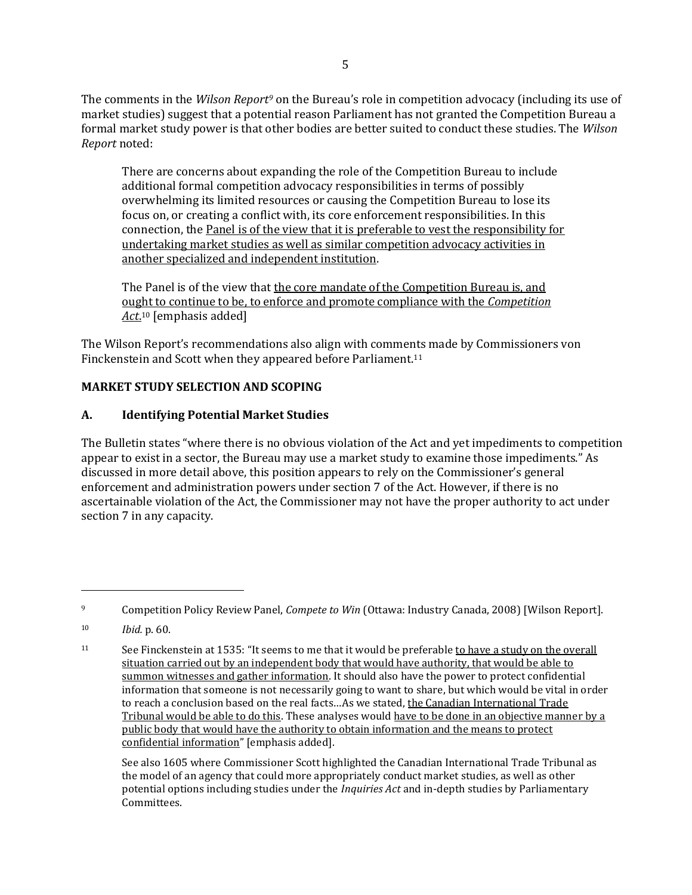The comments in the *Wilson Report*[9] on the Bureau's role in competition advocacy (including its use of market studies) suggest that a potential reason Parliament has not granted the Competition Bureau a formal market study power is that other bodies are better suited to conduct these studies. The *Wilson Report* noted:

> There are concerns about expanding the role of the Competition Bureau to include additional formal competition advocacy responsibilities in terms of possibly overwhelming its limited resources or causing the Competition Bureau to lose its focus on, or creating a conflict with, its core enforcement responsibilities. In this connection, the <u>Panel is of the view that it is preferable to vest the responsibility for undertaking market studies as well as similar competition advocacy activities in another specialized and independent institution</u>.
>
> The Panel is of the view that <u>the core mandate of the Competition Bureau is, and ought to continue to be, to enforce and promote compliance with the *Competition Act*.</u>[10] [emphasis added]

The Wilson Report's recommendations also align with comments made by Commissioners von Finckenstein and Scott when they appeared before Parliament.[11]

## MARKET STUDY SELECTION AND SCOPING

### A. Identifying Potential Market Studies

The Bulletin states "where there is no obvious violation of the Act and yet impediments to competition appear to exist in a sector, the Bureau may use a market study to examine those impediments." As discussed in more detail above, this position appears to rely on the Commissioner's general enforcement and administration powers under section 7 of the Act. However, if there is no ascertainable violation of the Act, the Commissioner may not have the proper authority to act under section 7 in any capacity.

---

[9] Competition Policy Review Panel, *Compete to Win* (Ottawa: Industry Canada, 2008) [Wilson Report].

[10] *Ibid.* p. 60.

[11] See Finckenstein at 1535: "It seems to me that it would be preferable <u>to have a study on the overall situation carried out by an independent body that would have authority, that would be able to summon witnesses and gather information</u>. It should also have the power to protect confidential information that someone is not necessarily going to want to share, but which would be vital in order to reach a conclusion based on the real facts…As we stated, <u>the Canadian International Trade Tribunal would be able to do this</u>. These analyses would <u>have to be done in an objective manner by a public body that would have the authority to obtain information and the means to protect confidential information</u>" [emphasis added].

See also 1605 where Commissioner Scott highlighted the Canadian International Trade Tribunal as the model of an agency that could more appropriately conduct market studies, as well as other potential options including studies under the *Inquiries Act* and in-depth studies by Parliamentary Committees.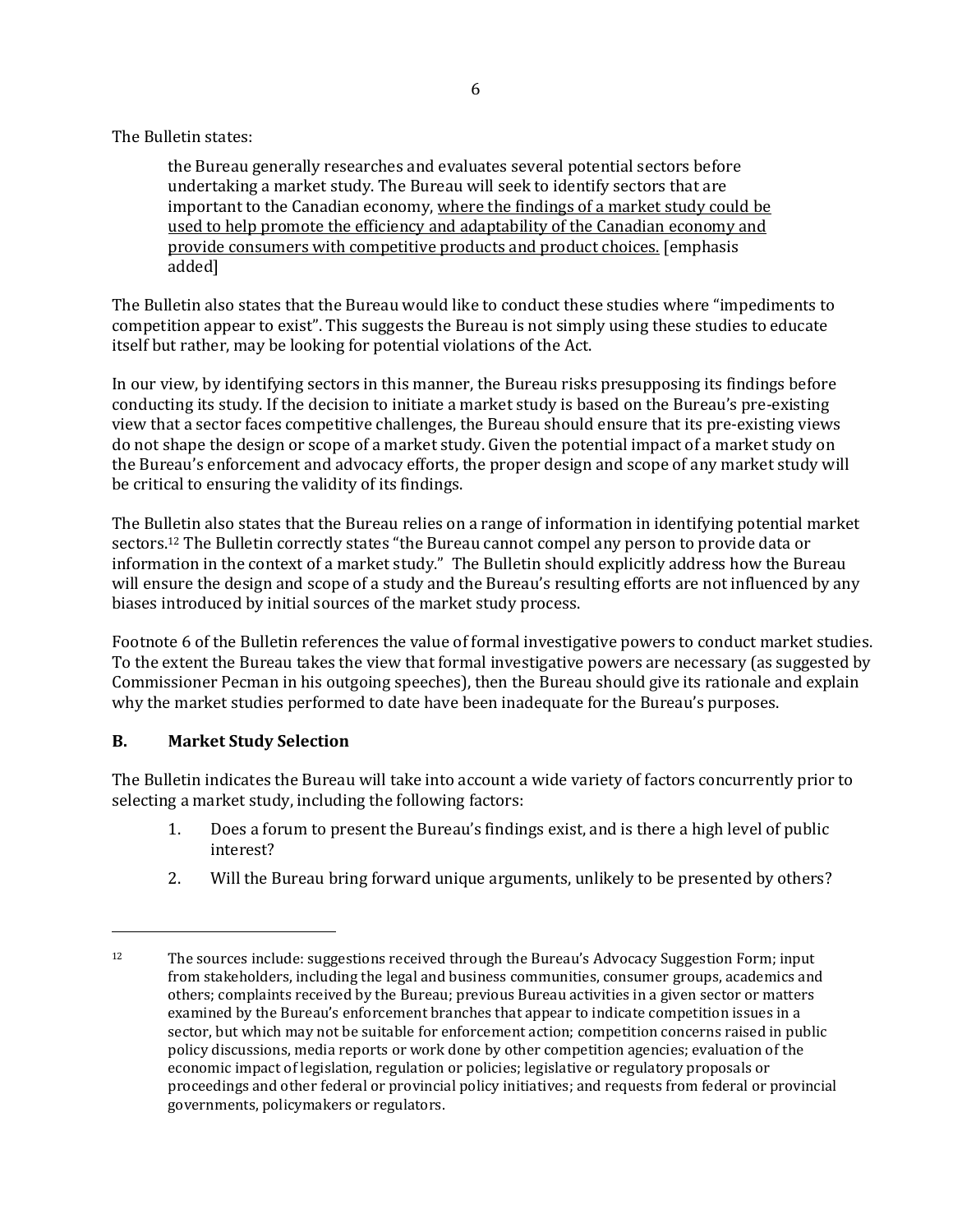The Bulletin states:

> the Bureau generally researches and evaluates several potential sectors before undertaking a market study. The Bureau will seek to identify sectors that are important to the Canadian economy, <u>where the findings of a market study could be used to help promote the efficiency and adaptability of the Canadian economy and provide consumers with competitive products and product choices.</u> [emphasis added]

The Bulletin also states that the Bureau would like to conduct these studies where "impediments to competition appear to exist". This suggests the Bureau is not simply using these studies to educate itself but rather, may be looking for potential violations of the Act.

In our view, by identifying sectors in this manner, the Bureau risks presupposing its findings before conducting its study. If the decision to initiate a market study is based on the Bureau's pre-existing view that a sector faces competitive challenges, the Bureau should ensure that its pre-existing views do not shape the design or scope of a market study. Given the potential impact of a market study on the Bureau's enforcement and advocacy efforts, the proper design and scope of any market study will be critical to ensuring the validity of its findings.

The Bulletin also states that the Bureau relies on a range of information in identifying potential market sectors.[12] The Bulletin correctly states "the Bureau cannot compel any person to provide data or information in the context of a market study." The Bulletin should explicitly address how the Bureau will ensure the design and scope of a study and the Bureau's resulting efforts are not influenced by any biases introduced by initial sources of the market study process.

Footnote 6 of the Bulletin references the value of formal investigative powers to conduct market studies. To the extent the Bureau takes the view that formal investigative powers are necessary (as suggested by Commissioner Pecman in his outgoing speeches), then the Bureau should give its rationale and explain why the market studies performed to date have been inadequate for the Bureau's purposes.

### B. Market Study Selection

The Bulletin indicates the Bureau will take into account a wide variety of factors concurrently prior to selecting a market study, including the following factors:

1. Does a forum to present the Bureau's findings exist, and is there a high level of public interest?
2. Will the Bureau bring forward unique arguments, unlikely to be presented by others?

---

[12] The sources include: suggestions received through the Bureau's Advocacy Suggestion Form; input from stakeholders, including the legal and business communities, consumer groups, academics and others; complaints received by the Bureau; previous Bureau activities in a given sector or matters examined by the Bureau's enforcement branches that appear to indicate competition issues in a sector, but which may not be suitable for enforcement action; competition concerns raised in public policy discussions, media reports or work done by other competition agencies; evaluation of the economic impact of legislation, regulation or policies; legislative or regulatory proposals or proceedings and other federal or provincial policy initiatives; and requests from federal or provincial governments, policymakers or regulators.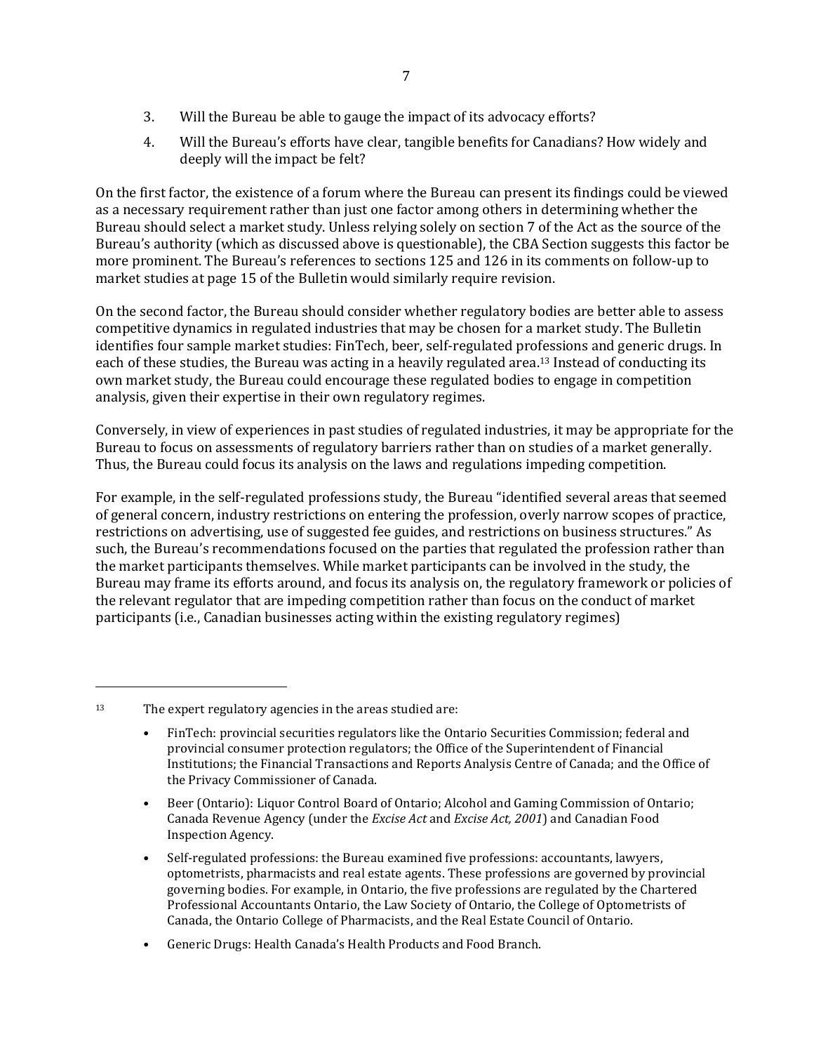3. Will the Bureau be able to gauge the impact of its advocacy efforts?
4. Will the Bureau's efforts have clear, tangible benefits for Canadians? How widely and deeply will the impact be felt?

On the first factor, the existence of a forum where the Bureau can present its findings could be viewed as a necessary requirement rather than just one factor among others in determining whether the Bureau should select a market study. Unless relying solely on section 7 of the Act as the source of the Bureau's authority (which as discussed above is questionable), the CBA Section suggests this factor be more prominent. The Bureau's references to sections 125 and 126 in its comments on follow-up to market studies at page 15 of the Bulletin would similarly require revision.

On the second factor, the Bureau should consider whether regulatory bodies are better able to assess competitive dynamics in regulated industries that may be chosen for a market study. The Bulletin identifies four sample market studies: FinTech, beer, self-regulated professions and generic drugs. In each of these studies, the Bureau was acting in a heavily regulated area.[13] Instead of conducting its own market study, the Bureau could encourage these regulated bodies to engage in competition analysis, given their expertise in their own regulatory regimes.

Conversely, in view of experiences in past studies of regulated industries, it may be appropriate for the Bureau to focus on assessments of regulatory barriers rather than on studies of a market generally. Thus, the Bureau could focus its analysis on the laws and regulations impeding competition.

For example, in the self-regulated professions study, the Bureau "identified several areas that seemed of general concern, industry restrictions on entering the profession, overly narrow scopes of practice, restrictions on advertising, use of suggested fee guides, and restrictions on business structures." As such, the Bureau's recommendations focused on the parties that regulated the profession rather than the market participants themselves. While market participants can be involved in the study, the Bureau may frame its efforts around, and focus its analysis on, the regulatory framework or policies of the relevant regulator that are impeding competition rather than focus on the conduct of market participants (i.e., Canadian businesses acting within the existing regulatory regimes)

---

[13] The expert regulatory agencies in the areas studied are:

- FinTech: provincial securities regulators like the Ontario Securities Commission; federal and provincial consumer protection regulators; the Office of the Superintendent of Financial Institutions; the Financial Transactions and Reports Analysis Centre of Canada; and the Office of the Privacy Commissioner of Canada.
- Beer (Ontario): Liquor Control Board of Ontario; Alcohol and Gaming Commission of Ontario; Canada Revenue Agency (under the *Excise Act* and *Excise Act, 2001*) and Canadian Food Inspection Agency.
- Self-regulated professions: the Bureau examined five professions: accountants, lawyers, optometrists, pharmacists and real estate agents. These professions are governed by provincial governing bodies. For example, in Ontario, the five professions are regulated by the Chartered Professional Accountants Ontario, the Law Society of Ontario, the College of Optometrists of Canada, the Ontario College of Pharmacists, and the Real Estate Council of Ontario.
- Generic Drugs: Health Canada's Health Products and Food Branch.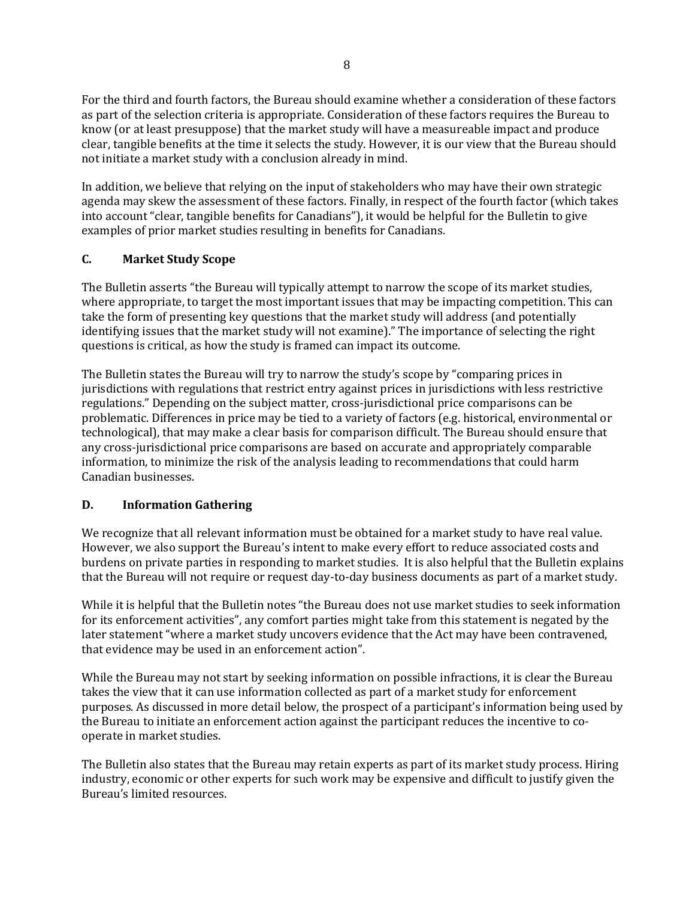For the third and fourth factors, the Bureau should examine whether a consideration of these factors as part of the selection criteria is appropriate. Consideration of these factors requires the Bureau to know (or at least presuppose) that the market study will have a measureable impact and produce clear, tangible benefits at the time it selects the study. However, it is our view that the Bureau should not initiate a market study with a conclusion already in mind.

In addition, we believe that relying on the input of stakeholders who may have their own strategic agenda may skew the assessment of these factors. Finally, in respect of the fourth factor (which takes into account "clear, tangible benefits for Canadians"), it would be helpful for the Bulletin to give examples of prior market studies resulting in benefits for Canadians.

### C. Market Study Scope

The Bulletin asserts "the Bureau will typically attempt to narrow the scope of its market studies, where appropriate, to target the most important issues that may be impacting competition. This can take the form of presenting key questions that the market study will address (and potentially identifying issues that the market study will not examine)." The importance of selecting the right questions is critical, as how the study is framed can impact its outcome.

The Bulletin states the Bureau will try to narrow the study's scope by "comparing prices in jurisdictions with regulations that restrict entry against prices in jurisdictions with less restrictive regulations." Depending on the subject matter, cross-jurisdictional price comparisons can be problematic. Differences in price may be tied to a variety of factors (e.g. historical, environmental or technological), that may make a clear basis for comparison difficult. The Bureau should ensure that any cross-jurisdictional price comparisons are based on accurate and appropriately comparable information, to minimize the risk of the analysis leading to recommendations that could harm Canadian businesses.

### D. Information Gathering

We recognize that all relevant information must be obtained for a market study to have real value. However, we also support the Bureau's intent to make every effort to reduce associated costs and burdens on private parties in responding to market studies. It is also helpful that the Bulletin explains that the Bureau will not require or request day-to-day business documents as part of a market study.

While it is helpful that the Bulletin notes "the Bureau does not use market studies to seek information for its enforcement activities", any comfort parties might take from this statement is negated by the later statement "where a market study uncovers evidence that the Act may have been contravened, that evidence may be used in an enforcement action".

While the Bureau may not start by seeking information on possible infractions, it is clear the Bureau takes the view that it can use information collected as part of a market study for enforcement purposes. As discussed in more detail below, the prospect of a participant's information being used by the Bureau to initiate an enforcement action against the participant reduces the incentive to co-operate in market studies.

The Bulletin also states that the Bureau may retain experts as part of its market study process. Hiring industry, economic or other experts for such work may be expensive and difficult to justify given the Bureau's limited resources.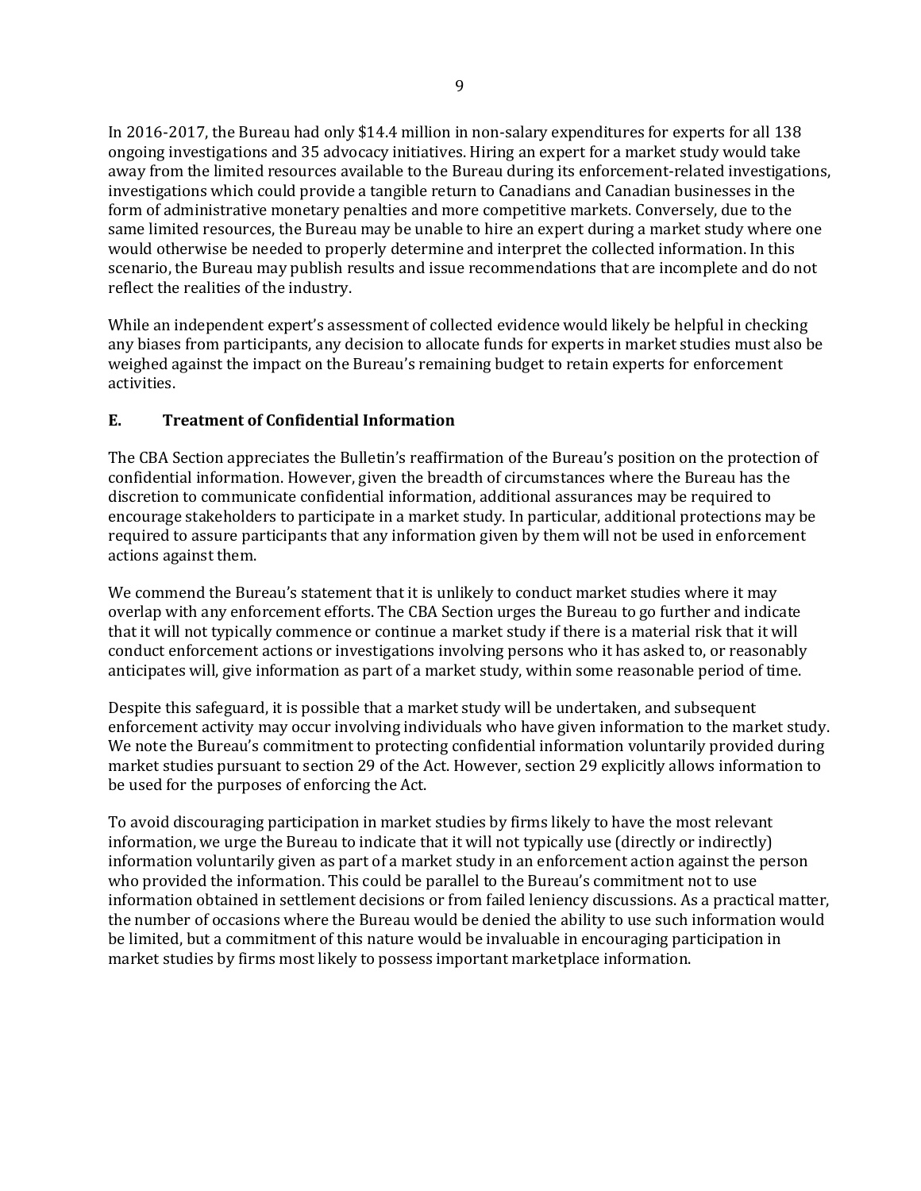In 2016-2017, the Bureau had only $14.4 million in non-salary expenditures for experts for all 138 ongoing investigations and 35 advocacy initiatives. Hiring an expert for a market study would take away from the limited resources available to the Bureau during its enforcement-related investigations, investigations which could provide a tangible return to Canadians and Canadian businesses in the form of administrative monetary penalties and more competitive markets. Conversely, due to the same limited resources, the Bureau may be unable to hire an expert during a market study where one would otherwise be needed to properly determine and interpret the collected information. In this scenario, the Bureau may publish results and issue recommendations that are incomplete and do not reflect the realities of the industry.

While an independent expert's assessment of collected evidence would likely be helpful in checking any biases from participants, any decision to allocate funds for experts in market studies must also be weighed against the impact on the Bureau's remaining budget to retain experts for enforcement activities.

## E. Treatment of Confidential Information

The CBA Section appreciates the Bulletin's reaffirmation of the Bureau's position on the protection of confidential information. However, given the breadth of circumstances where the Bureau has the discretion to communicate confidential information, additional assurances may be required to encourage stakeholders to participate in a market study. In particular, additional protections may be required to assure participants that any information given by them will not be used in enforcement actions against them.

We commend the Bureau's statement that it is unlikely to conduct market studies where it may overlap with any enforcement efforts. The CBA Section urges the Bureau to go further and indicate that it will not typically commence or continue a market study if there is a material risk that it will conduct enforcement actions or investigations involving persons who it has asked to, or reasonably anticipates will, give information as part of a market study, within some reasonable period of time.

Despite this safeguard, it is possible that a market study will be undertaken, and subsequent enforcement activity may occur involving individuals who have given information to the market study. We note the Bureau's commitment to protecting confidential information voluntarily provided during market studies pursuant to section 29 of the Act. However, section 29 explicitly allows information to be used for the purposes of enforcing the Act.

To avoid discouraging participation in market studies by firms likely to have the most relevant information, we urge the Bureau to indicate that it will not typically use (directly or indirectly) information voluntarily given as part of a market study in an enforcement action against the person who provided the information. This could be parallel to the Bureau's commitment not to use information obtained in settlement decisions or from failed leniency discussions. As a practical matter, the number of occasions where the Bureau would be denied the ability to use such information would be limited, but a commitment of this nature would be invaluable in encouraging participation in market studies by firms most likely to possess important marketplace information.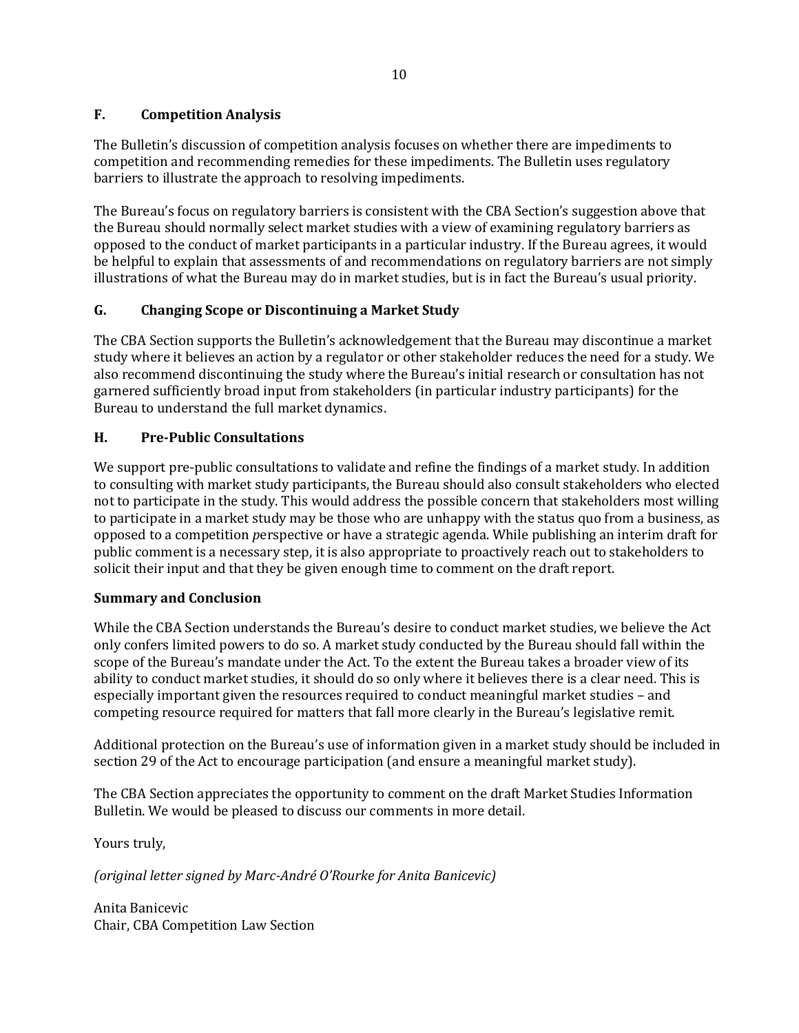## F. Competition Analysis

The Bulletin's discussion of competition analysis focuses on whether there are impediments to competition and recommending remedies for these impediments. The Bulletin uses regulatory barriers to illustrate the approach to resolving impediments.

The Bureau's focus on regulatory barriers is consistent with the CBA Section's suggestion above that the Bureau should normally select market studies with a view of examining regulatory barriers as opposed to the conduct of market participants in a particular industry. If the Bureau agrees, it would be helpful to explain that assessments of and recommendations on regulatory barriers are not simply illustrations of what the Bureau may do in market studies, but is in fact the Bureau's usual priority.

## G. Changing Scope or Discontinuing a Market Study

The CBA Section supports the Bulletin's acknowledgement that the Bureau may discontinue a market study where it believes an action by a regulator or other stakeholder reduces the need for a study. We also recommend discontinuing the study where the Bureau's initial research or consultation has not garnered sufficiently broad input from stakeholders (in particular industry participants) for the Bureau to understand the full market dynamics.

## H. Pre-Public Consultations

We support pre-public consultations to validate and refine the findings of a market study. In addition to consulting with market study participants, the Bureau should also consult stakeholders who elected not to participate in the study. This would address the possible concern that stakeholders most willing to participate in a market study may be those who are unhappy with the status quo from a business, as opposed to a competition *p*erspective or have a strategic agenda. While publishing an interim draft for public comment is a necessary step, it is also appropriate to proactively reach out to stakeholders to solicit their input and that they be given enough time to comment on the draft report.

## Summary and Conclusion

While the CBA Section understands the Bureau's desire to conduct market studies, we believe the Act only confers limited powers to do so. A market study conducted by the Bureau should fall within the scope of the Bureau's mandate under the Act. To the extent the Bureau takes a broader view of its ability to conduct market studies, it should do so only where it believes there is a clear need. This is especially important given the resources required to conduct meaningful market studies – and competing resource required for matters that fall more clearly in the Bureau's legislative remit.

Additional protection on the Bureau's use of information given in a market study should be included in section 29 of the Act to encourage participation (and ensure a meaningful market study).

The CBA Section appreciates the opportunity to comment on the draft Market Studies Information Bulletin. We would be pleased to discuss our comments in more detail.

Yours truly,

*(original letter signed by Marc-André O'Rourke for Anita Banicevic)*

Anita Banicevic
Chair, CBA Competition Law Section